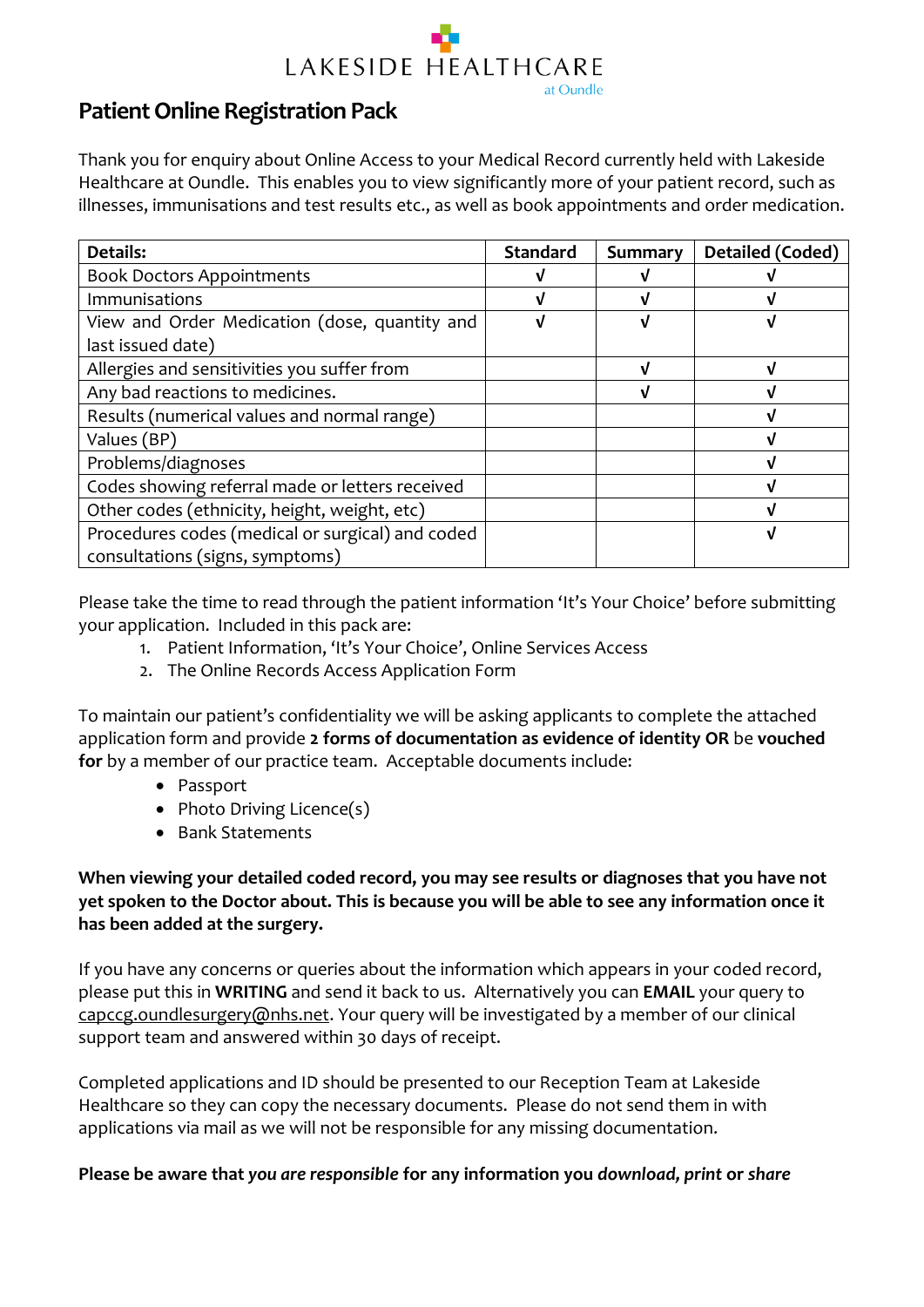LAKESIDE HEALTHCARE
at Oundle

# Patient Online Registration Pack

Thank you for enquiry about Online Access to your Medical Record currently held with Lakeside Healthcare at Oundle. This enables you to view significantly more of your patient record, such as illnesses, immunisations and test results etc., as well as book appointments and order medication.

| Details: | Standard | Summary | Detailed (Coded) |
|---|---|---|---|
| Book Doctors Appointments | √ | √ | √ |
| Immunisations | √ | √ | √ |
| View and Order Medication (dose, quantity and last issued date) | √ | √ | √ |
| Allergies and sensitivities you suffer from | | √ | √ |
| Any bad reactions to medicines. | | √ | √ |
| Results (numerical values and normal range) | | | √ |
| Values (BP) | | | √ |
| Problems/diagnoses | | | √ |
| Codes showing referral made or letters received | | | √ |
| Other codes (ethnicity, height, weight, etc) | | | √ |
| Procedures codes (medical or surgical) and coded consultations (signs, symptoms) | | | √ |

Please take the time to read through the patient information 'It's Your Choice' before submitting your application. Included in this pack are:

1. Patient Information, 'It's Your Choice', Online Services Access
2. The Online Records Access Application Form

To maintain our patient's confidentiality we will be asking applicants to complete the attached application form and provide **2 forms of documentation as evidence of identity OR** be **vouched for** by a member of our practice team. Acceptable documents include:

- Passport
- Photo Driving Licence(s)
- Bank Statements

**When viewing your detailed coded record, you may see results or diagnoses that you have not yet spoken to the Doctor about. This is because you will be able to see any information once it has been added at the surgery.**

If you have any concerns or queries about the information which appears in your coded record, please put this in **WRITING** and send it back to us. Alternatively you can **EMAIL** your query to capccg.oundlesurgery@nhs.net. Your query will be investigated by a member of our clinical support team and answered within 30 days of receipt.

Completed applications and ID should be presented to our Reception Team at Lakeside Healthcare so they can copy the necessary documents. Please do not send them in with applications via mail as we will not be responsible for any missing documentation.

**Please be aware that *you are responsible* for any information you *download, print* or *share***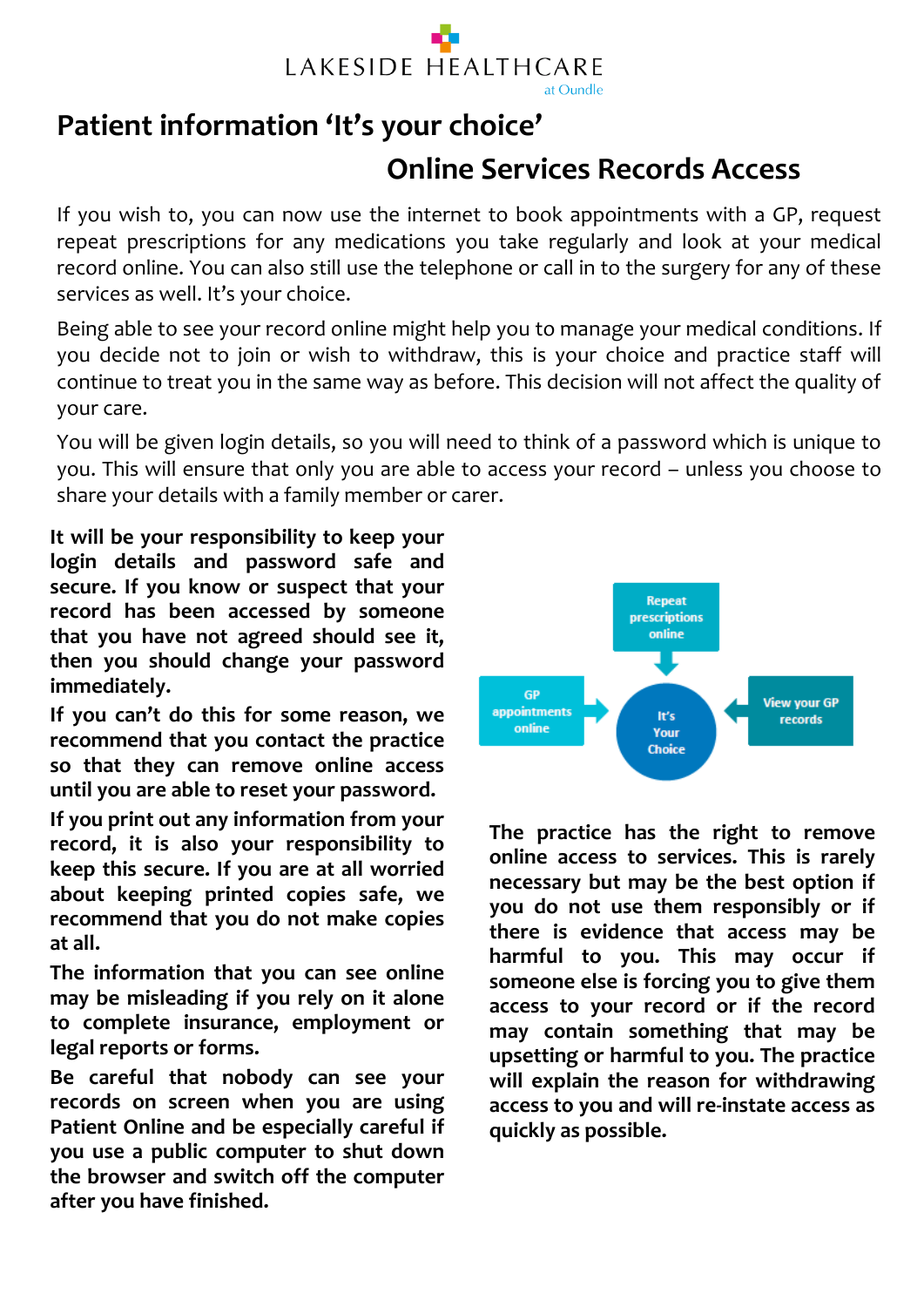LAKESIDE HEALTHCARE
at Oundle

# Patient information 'It's your choice'

## Online Services Records Access

If you wish to, you can now use the internet to book appointments with a GP, request repeat prescriptions for any medications you take regularly and look at your medical record online. You can also still use the telephone or call in to the surgery for any of these services as well. It's your choice.

Being able to see your record online might help you to manage your medical conditions. If you decide not to join or wish to withdraw, this is your choice and practice staff will continue to treat you in the same way as before. This decision will not affect the quality of your care.

You will be given login details, so you will need to think of a password which is unique to you. This will ensure that only you are able to access your record – unless you choose to share your details with a family member or carer.

**It will be your responsibility to keep your login details and password safe and secure. If you know or suspect that your record has been accessed by someone that you have not agreed should see it, then you should change your password immediately.**

**If you can't do this for some reason, we recommend that you contact the practice so that they can remove online access until you are able to reset your password.**

**If you print out any information from your record, it is also your responsibility to keep this secure. If you are at all worried about keeping printed copies safe, we recommend that you do not make copies at all.**

**The information that you can see online may be misleading if you rely on it alone to complete insurance, employment or legal reports or forms.**

**Be careful that nobody can see your records on screen when you are using Patient Online and be especially careful if you use a public computer to shut down the browser and switch off the computer after you have finished.**

Repeat prescriptions online

GP appointments online

It's Your Choice

View your GP records

**The practice has the right to remove online access to services. This is rarely necessary but may be the best option if you do not use them responsibly or if there is evidence that access may be harmful to you. This may occur if someone else is forcing you to give them access to your record or if the record may contain something that may be upsetting or harmful to you. The practice will explain the reason for withdrawing access to you and will re-instate access as quickly as possible.**